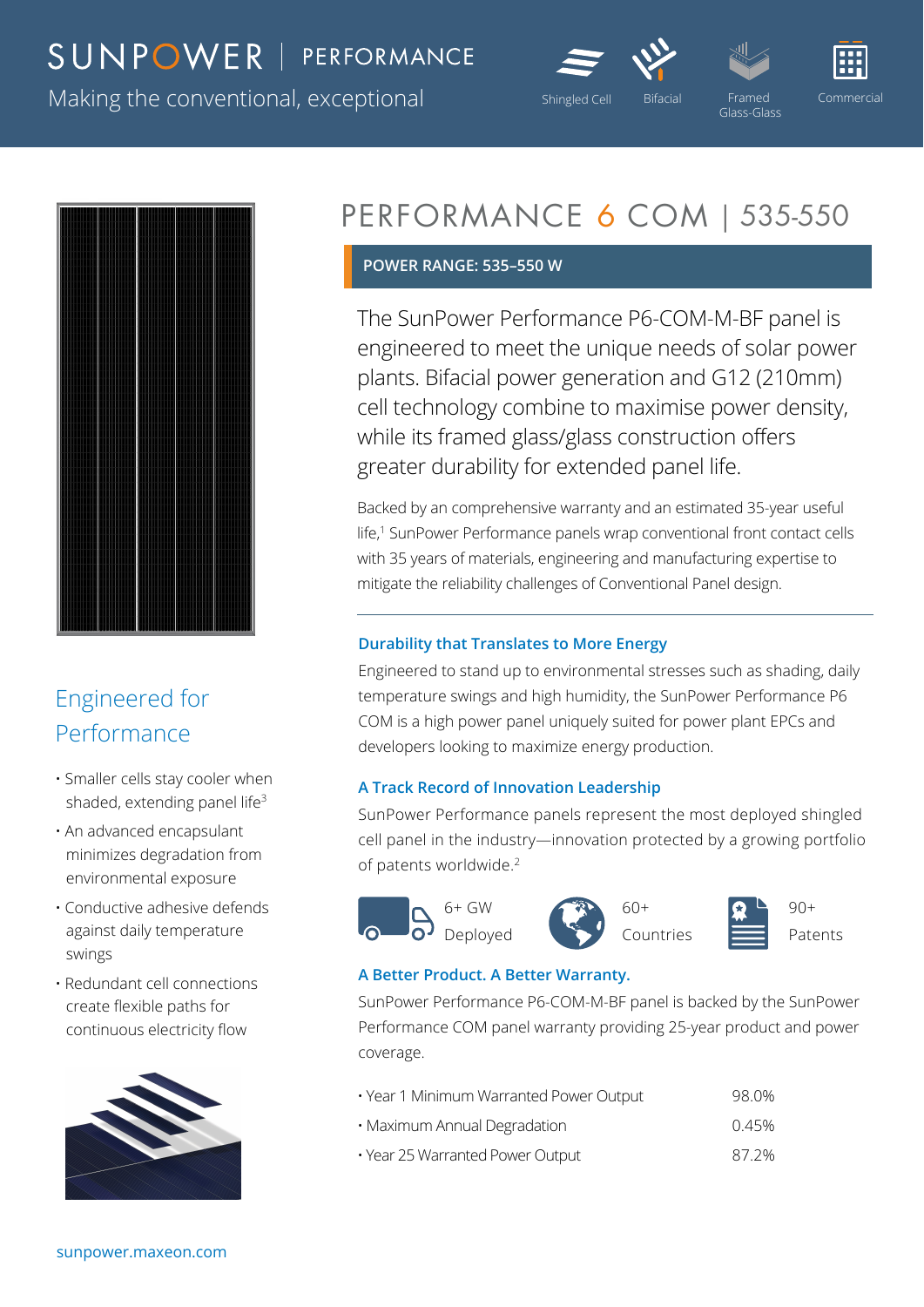# SUNPOWER | PERFORMANCE

Making the conventional, exceptional

Shingled Cell | Bifacial | Framed Glass-Glass | Commercial

## PERFORMANCE 6 COM | 535-550

**POWER RANGE: 535–550 W**

The SunPower Performance P6-COM-M-BF panel is engineered to meet the unique needs of solar power plants. Bifacial power generation and G12 (210mm) cell technology combine to maximise power density, while its framed glass/glass construction offers greater durability for extended panel life.

Backed by an comprehensive warranty and an estimated 35-year useful life,[1] SunPower Performance panels wrap conventional front contact cells with 35 years of materials, engineering and manufacturing expertise to mitigate the reliability challenges of Conventional Panel design.

### Durability that Translates to More Energy

Engineered to stand up to environmental stresses such as shading, daily temperature swings and high humidity, the SunPower Performance P6 COM is a high power panel uniquely suited for power plant EPCs and developers looking to maximize energy production.

### A Track Record of Innovation Leadership

SunPower Performance panels represent the most deployed shingled cell panel in the industry—innovation protected by a growing portfolio of patents worldwide.[2]

6+ GW Deployed | 60+ Countries | 90+ Patents

### A Better Product. A Better Warranty.

SunPower Performance P6-COM-M-BF panel is backed by the SunPower Performance COM panel warranty providing 25-year product and power coverage.

| | |
|---|---|
| • Year 1 Minimum Warranted Power Output | 98.0% |
| • Maximum Annual Degradation | 0.45% |
| • Year 25 Warranted Power Output | 87.2% |

## Engineered for Performance

- Smaller cells stay cooler when shaded, extending panel life[3]
- An advanced encapsulant minimizes degradation from environmental exposure
- Conductive adhesive defends against daily temperature swings
- Redundant cell connections create flexible paths for continuous electricity flow

sunpower.maxeon.com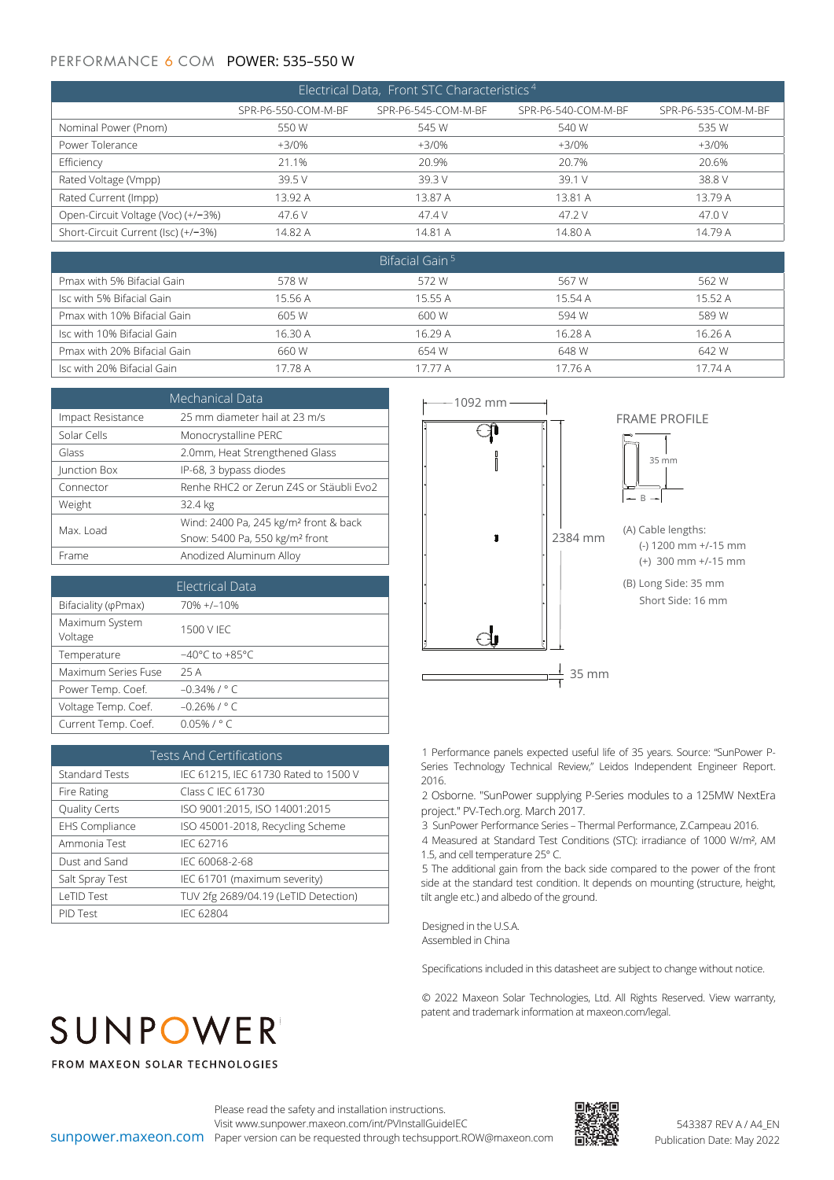## PERFORMANCE 6 COM POWER: 535–550 W

| Electrical Data, Front STC Characteristics [4] | | | | |
|---|---|---|---|---|
| | SPR-P6-550-COM-M-BF | SPR-P6-545-COM-M-BF | SPR-P6-540-COM-M-BF | SPR-P6-535-COM-M-BF |
| Nominal Power (Pnom) | 550 W | 545 W | 540 W | 535 W |
| Power Tolerance | +3/0% | +3/0% | +3/0% | +3/0% |
| Efficiency | 21.1% | 20.9% | 20.7% | 20.6% |
| Rated Voltage (Vmpp) | 39.5 V | 39.3 V | 39.1 V | 38.8 V |
| Rated Current (Impp) | 13.92 A | 13.87 A | 13.81 A | 13.79 A |
| Open-Circuit Voltage (Voc) (+/−3%) | 47.6 V | 47.4 V | 47.2 V | 47.0 V |
| Short-Circuit Current (Isc) (+/−3%) | 14.82 A | 14.81 A | 14.80 A | 14.79 A |

| Bifacial Gain [5] | | | | |
|---|---|---|---|---|
| Pmax with 5% Bifacial Gain | 578 W | 572 W | 567 W | 562 W |
| Isc with 5% Bifacial Gain | 15.56 A | 15.55 A | 15.54 A | 15.52 A |
| Pmax with 10% Bifacial Gain | 605 W | 600 W | 594 W | 589 W |
| Isc with 10% Bifacial Gain | 16.30 A | 16.29 A | 16.28 A | 16.26 A |
| Pmax with 20% Bifacial Gain | 660 W | 654 W | 648 W | 642 W |
| Isc with 20% Bifacial Gain | 17.78 A | 17.77 A | 17.76 A | 17.74 A |

| Mechanical Data | |
|---|---|
| Impact Resistance | 25 mm diameter hail at 23 m/s |
| Solar Cells | Monocrystalline PERC |
| Glass | 2.0mm, Heat Strengthened Glass |
| Junction Box | IP-68, 3 bypass diodes |
| Connector | Renhe RHC2 or Zerun Z4S or Stäubli Evo2 |
| Weight | 32.4 kg |
| Max. Load | Wind: 2400 Pa, 245 kg/m² front & back<br>Snow: 5400 Pa, 550 kg/m² front |
| Frame | Anodized Aluminum Alloy |

| Electrical Data | |
|---|---|
| Bifaciality (φPmax) | 70% +/−10% |
| Maximum System Voltage | 1500 V IEC |
| Temperature | −40°C to +85°C |
| Maximum Series Fuse | 25 A |
| Power Temp. Coef. | −0.34% / ° C |
| Voltage Temp. Coef. | −0.26% / ° C |
| Current Temp. Coef. | 0.05% / ° C |

| Tests And Certifications | |
|---|---|
| Standard Tests | IEC 61215, IEC 61730 Rated to 1500 V |
| Fire Rating | Class C IEC 61730 |
| Quality Certs | ISO 9001:2015, ISO 14001:2015 |
| EHS Compliance | ISO 45001-2018, Recycling Scheme |
| Ammonia Test | IEC 62716 |
| Dust and Sand | IEC 60068-2-68 |
| Salt Spray Test | IEC 61701 (maximum severity) |
| LeTID Test | TUV 2fg 2689/04.19 (LeTID Detection) |
| PID Test | IEC 62804 |

1092 mm

2384 mm

35 mm

FRAME PROFILE

35 mm

B

(A) Cable lengths:
(-) 1200 mm +/-15 mm
(+) 300 mm +/-15 mm

(B) Long Side: 35 mm
Short Side: 16 mm

1 Performance panels expected useful life of 35 years. Source: "SunPower P-Series Technology Technical Review," Leidos Independent Engineer Report. 2016.
2 Osborne. "SunPower supplying P-Series modules to a 125MW NextEra project." PV-Tech.org. March 2017.
3 SunPower Performance Series – Thermal Performance, Z.Campeau 2016.
4 Measured at Standard Test Conditions (STC): irradiance of 1000 W/m², AM 1.5, and cell temperature 25° C.
5 The additional gain from the back side compared to the power of the front side at the standard test condition. It depends on mounting (structure, height, tilt angle etc.) and albedo of the ground.

Designed in the U.S.A.
Assembled in China

Specifications included in this datasheet are subject to change without notice.

© 2022 Maxeon Solar Technologies, Ltd. All Rights Reserved. View warranty, patent and trademark information at maxeon.com/legal.

SUNPOWER
FROM MAXEON SOLAR TECHNOLOGIES

sunpower.maxeon.com

Please read the safety and installation instructions.
Visit www.sunpower.maxeon.com/int/PVInstallGuideIEC
Paper version can be requested through techsupport.ROW@maxeon.com

543387 REV A / A4_EN
Publication Date: May 2022